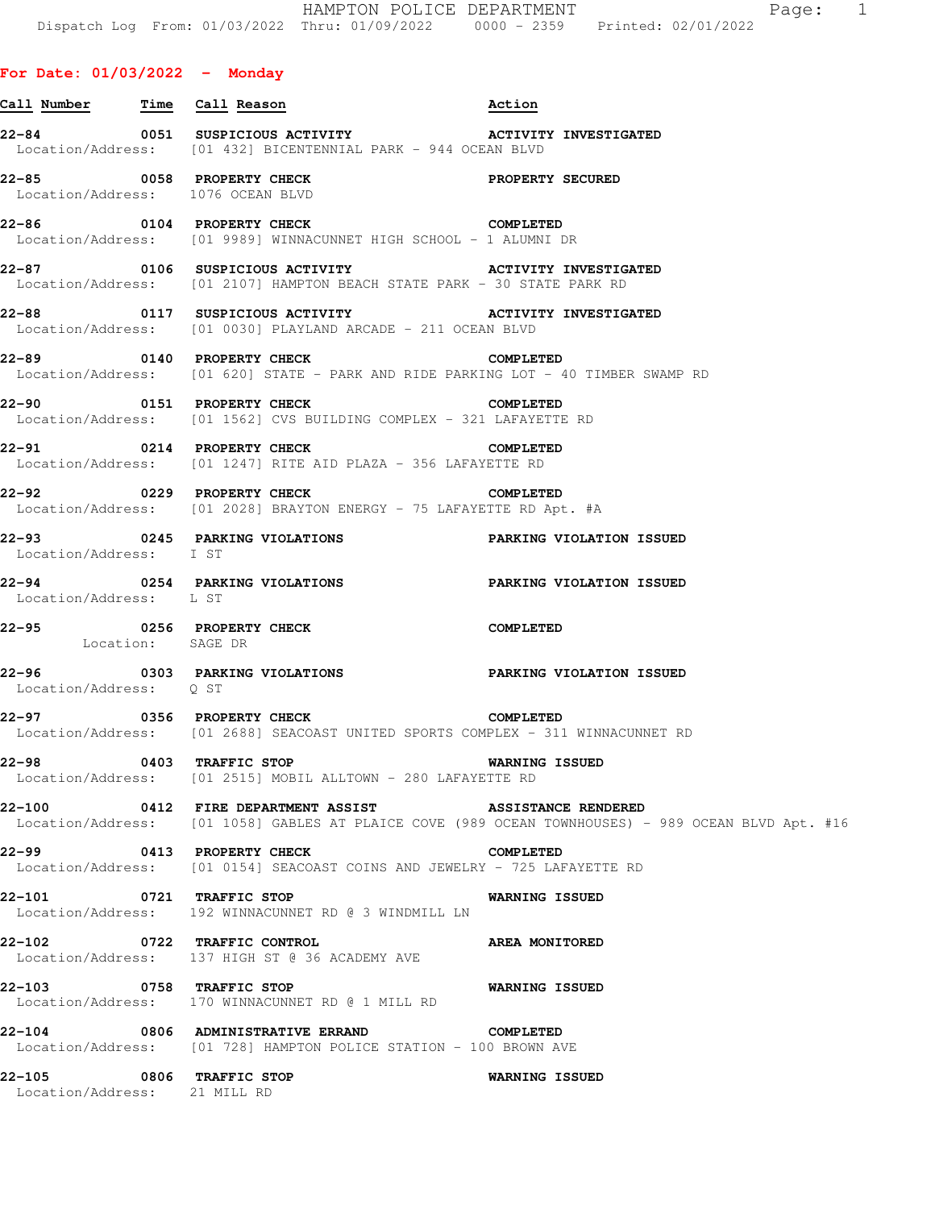HAMPTON POLICE DEPARTMENT
Dispatch Log From: 01/03/2022 Thru: 01/09/2022 0000 - 2359 Printed: 02/01/2022

## For Date: 01/03/2022 - Monday

| Call Number | Time | Call Reason | Action |
|---|---|---|---|
| **22-84** | **0051** | **SUSPICIOUS ACTIVITY** | **ACTIVITY INVESTIGATED** |
| Location/Address: | | [01 432] BICENTENNIAL PARK - 944 OCEAN BLVD | |
| **22-85** | **0058** | **PROPERTY CHECK** | **PROPERTY SECURED** |
| Location/Address: | | 1076 OCEAN BLVD | |
| **22-86** | **0104** | **PROPERTY CHECK** | **COMPLETED** |
| Location/Address: | | [01 9989] WINNACUNNET HIGH SCHOOL - 1 ALUMNI DR | |
| **22-87** | **0106** | **SUSPICIOUS ACTIVITY** | **ACTIVITY INVESTIGATED** |
| Location/Address: | | [01 2107] HAMPTON BEACH STATE PARK - 30 STATE PARK RD | |
| **22-88** | **0117** | **SUSPICIOUS ACTIVITY** | **ACTIVITY INVESTIGATED** |
| Location/Address: | | [01 0030] PLAYLAND ARCADE - 211 OCEAN BLVD | |
| **22-89** | **0140** | **PROPERTY CHECK** | **COMPLETED** |
| Location/Address: | | [01 620] STATE - PARK AND RIDE PARKING LOT - 40 TIMBER SWAMP RD | |
| **22-90** | **0151** | **PROPERTY CHECK** | **COMPLETED** |
| Location/Address: | | [01 1562] CVS BUILDING COMPLEX - 321 LAFAYETTE RD | |
| **22-91** | **0214** | **PROPERTY CHECK** | **COMPLETED** |
| Location/Address: | | [01 1247] RITE AID PLAZA - 356 LAFAYETTE RD | |
| **22-92** | **0229** | **PROPERTY CHECK** | **COMPLETED** |
| Location/Address: | | [01 2028] BRAYTON ENERGY - 75 LAFAYETTE RD Apt. #A | |
| **22-93** | **0245** | **PARKING VIOLATIONS** | **PARKING VIOLATION ISSUED** |
| Location/Address: | | I ST | |
| **22-94** | **0254** | **PARKING VIOLATIONS** | **PARKING VIOLATION ISSUED** |
| Location/Address: | | L ST | |
| **22-95** | **0256** | **PROPERTY CHECK** | **COMPLETED** |
| Location: | | SAGE DR | |
| **22-96** | **0303** | **PARKING VIOLATIONS** | **PARKING VIOLATION ISSUED** |
| Location/Address: | | Q ST | |
| **22-97** | **0356** | **PROPERTY CHECK** | **COMPLETED** |
| Location/Address: | | [01 2688] SEACOAST UNITED SPORTS COMPLEX - 311 WINNACUNNET RD | |
| **22-98** | **0403** | **TRAFFIC STOP** | **WARNING ISSUED** |
| Location/Address: | | [01 2515] MOBIL ALLTOWN - 280 LAFAYETTE RD | |
| **22-100** | **0412** | **FIRE DEPARTMENT ASSIST** | **ASSISTANCE RENDERED** |
| Location/Address: | | [01 1058] GABLES AT PLAICE COVE (989 OCEAN TOWNHOUSES) - 989 OCEAN BLVD Apt. #16 | |
| **22-99** | **0413** | **PROPERTY CHECK** | **COMPLETED** |
| Location/Address: | | [01 0154] SEACOAST COINS AND JEWELRY - 725 LAFAYETTE RD | |
| **22-101** | **0721** | **TRAFFIC STOP** | **WARNING ISSUED** |
| Location/Address: | | 192 WINNACUNNET RD @ 3 WINDMILL LN | |
| **22-102** | **0722** | **TRAFFIC CONTROL** | **AREA MONITORED** |
| Location/Address: | | 137 HIGH ST @ 36 ACADEMY AVE | |
| **22-103** | **0758** | **TRAFFIC STOP** | **WARNING ISSUED** |
| Location/Address: | | 170 WINNACUNNET RD @ 1 MILL RD | |
| **22-104** | **0806** | **ADMINISTRATIVE ERRAND** | **COMPLETED** |
| Location/Address: | | [01 728] HAMPTON POLICE STATION - 100 BROWN AVE | |
| **22-105** | **0806** | **TRAFFIC STOP** | **WARNING ISSUED** |
| Location/Address: | | 21 MILL RD | |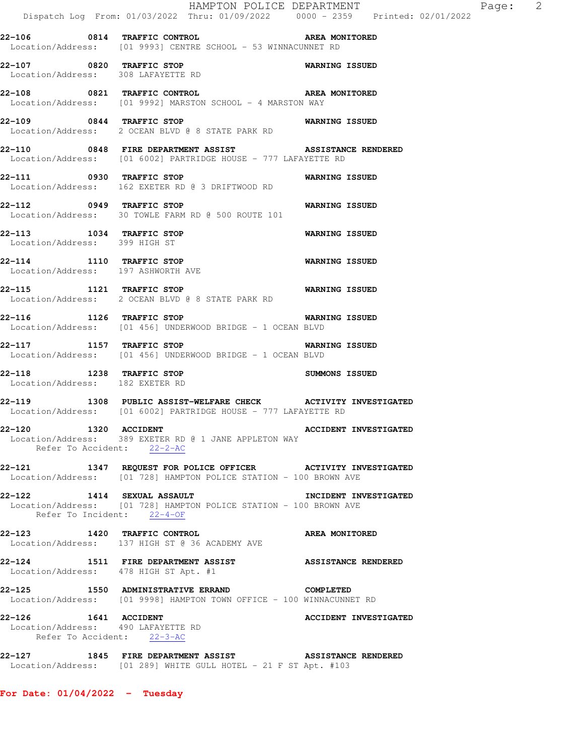22-106 0814 TRAFFIC CONTROL AREA MONITORED
Location/Address: [01 9993] CENTRE SCHOOL - 53 WINNACUNNET RD

22-107 0820 TRAFFIC STOP WARNING ISSUED
Location/Address: 308 LAFAYETTE RD

22-108 0821 TRAFFIC CONTROL AREA MONITORED
Location/Address: [01 9992] MARSTON SCHOOL - 4 MARSTON WAY

22-109 0844 TRAFFIC STOP WARNING ISSUED
Location/Address: 2 OCEAN BLVD @ 8 STATE PARK RD

22-110 0848 FIRE DEPARTMENT ASSIST ASSISTANCE RENDERED
Location/Address: [01 6002] PARTRIDGE HOUSE - 777 LAFAYETTE RD

22-111 0930 TRAFFIC STOP WARNING ISSUED
Location/Address: 162 EXETER RD @ 3 DRIFTWOOD RD

22-112 0949 TRAFFIC STOP WARNING ISSUED
Location/Address: 30 TOWLE FARM RD @ 500 ROUTE 101

22-113 1034 TRAFFIC STOP WARNING ISSUED
Location/Address: 399 HIGH ST

22-114 1110 TRAFFIC STOP WARNING ISSUED
Location/Address: 197 ASHWORTH AVE

22-115 1121 TRAFFIC STOP WARNING ISSUED
Location/Address: 2 OCEAN BLVD @ 8 STATE PARK RD

22-116 1126 TRAFFIC STOP WARNING ISSUED
Location/Address: [01 456] UNDERWOOD BRIDGE - 1 OCEAN BLVD

22-117 1157 TRAFFIC STOP WARNING ISSUED
Location/Address: [01 456] UNDERWOOD BRIDGE - 1 OCEAN BLVD

22-118 1238 TRAFFIC STOP SUMMONS ISSUED
Location/Address: 182 EXETER RD

22-119 1308 PUBLIC ASSIST-WELFARE CHECK ACTIVITY INVESTIGATED
Location/Address: [01 6002] PARTRIDGE HOUSE - 777 LAFAYETTE RD

22-120 1320 ACCIDENT ACCIDENT INVESTIGATED
Location/Address: 389 EXETER RD @ 1 JANE APPLETON WAY
Refer To Accident: 22-2-AC

22-121 1347 REQUEST FOR POLICE OFFICER ACTIVITY INVESTIGATED
Location/Address: [01 728] HAMPTON POLICE STATION - 100 BROWN AVE

22-122 1414 SEXUAL ASSAULT INCIDENT INVESTIGATED
Location/Address: [01 728] HAMPTON POLICE STATION - 100 BROWN AVE
Refer To Incident: 22-4-OF

22-123 1420 TRAFFIC CONTROL AREA MONITORED
Location/Address: 137 HIGH ST @ 36 ACADEMY AVE

22-124 1511 FIRE DEPARTMENT ASSIST ASSISTANCE RENDERED
Location/Address: 478 HIGH ST Apt. #1

22-125 1550 ADMINISTRATIVE ERRAND COMPLETED
Location/Address: [01 9998] HAMPTON TOWN OFFICE - 100 WINNACUNNET RD

22-126 1641 ACCIDENT ACCIDENT INVESTIGATED
Location/Address: 490 LAFAYETTE RD
Refer To Accident: 22-3-AC

22-127 1845 FIRE DEPARTMENT ASSIST ASSISTANCE RENDERED
Location/Address: [01 289] WHITE GULL HOTEL - 21 F ST Apt. #103

**For Date: 01/04/2022 - Tuesday**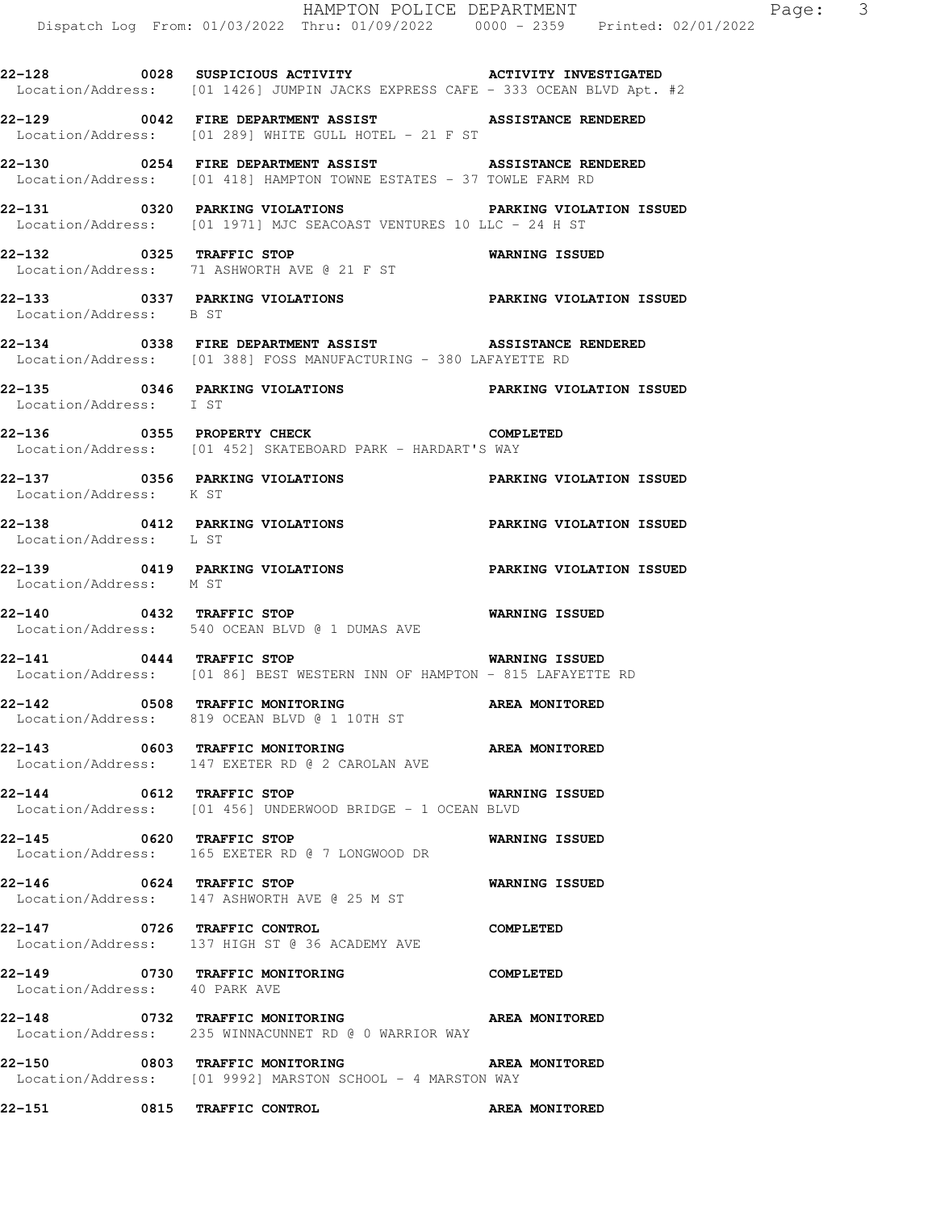**22-128 0028 SUSPICIOUS ACTIVITY ACTIVITY INVESTIGATED**
Location/Address: [01 1426] JUMPIN JACKS EXPRESS CAFE - 333 OCEAN BLVD Apt. #2

**22-129 0042 FIRE DEPARTMENT ASSIST ASSISTANCE RENDERED**
Location/Address: [01 289] WHITE GULL HOTEL - 21 F ST

**22-130 0254 FIRE DEPARTMENT ASSIST ASSISTANCE RENDERED**
Location/Address: [01 418] HAMPTON TOWNE ESTATES - 37 TOWLE FARM RD

**22-131 0320 PARKING VIOLATIONS PARKING VIOLATION ISSUED**
Location/Address: [01 1971] MJC SEACOAST VENTURES 10 LLC - 24 H ST

**22-132 0325 TRAFFIC STOP WARNING ISSUED**
Location/Address: 71 ASHWORTH AVE @ 21 F ST

**22-133 0337 PARKING VIOLATIONS PARKING VIOLATION ISSUED**
Location/Address: B ST

**22-134 0338 FIRE DEPARTMENT ASSIST ASSISTANCE RENDERED**
Location/Address: [01 388] FOSS MANUFACTURING - 380 LAFAYETTE RD

**22-135 0346 PARKING VIOLATIONS PARKING VIOLATION ISSUED**
Location/Address: I ST

**22-136 0355 PROPERTY CHECK COMPLETED**
Location/Address: [01 452] SKATEBOARD PARK - HARDART'S WAY

**22-137 0356 PARKING VIOLATIONS PARKING VIOLATION ISSUED**
Location/Address: K ST

**22-138 0412 PARKING VIOLATIONS PARKING VIOLATION ISSUED**
Location/Address: L ST

**22-139 0419 PARKING VIOLATIONS PARKING VIOLATION ISSUED**
Location/Address: M ST

**22-140 0432 TRAFFIC STOP WARNING ISSUED**
Location/Address: 540 OCEAN BLVD @ 1 DUMAS AVE

**22-141 0444 TRAFFIC STOP WARNING ISSUED**
Location/Address: [01 86] BEST WESTERN INN OF HAMPTON - 815 LAFAYETTE RD

**22-142 0508 TRAFFIC MONITORING AREA MONITORED**
Location/Address: 819 OCEAN BLVD @ 1 10TH ST

**22-143 0603 TRAFFIC MONITORING AREA MONITORED**
Location/Address: 147 EXETER RD @ 2 CAROLAN AVE

**22-144 0612 TRAFFIC STOP WARNING ISSUED**
Location/Address: [01 456] UNDERWOOD BRIDGE - 1 OCEAN BLVD

**22-145 0620 TRAFFIC STOP WARNING ISSUED**
Location/Address: 165 EXETER RD @ 7 LONGWOOD DR

**22-146 0624 TRAFFIC STOP WARNING ISSUED**
Location/Address: 147 ASHWORTH AVE @ 25 M ST

**22-147 0726 TRAFFIC CONTROL COMPLETED**
Location/Address: 137 HIGH ST @ 36 ACADEMY AVE

**22-149 0730 TRAFFIC MONITORING COMPLETED**
Location/Address: 40 PARK AVE

**22-148 0732 TRAFFIC MONITORING AREA MONITORED**
Location/Address: 235 WINNACUNNET RD @ 0 WARRIOR WAY

**22-150 0803 TRAFFIC MONITORING AREA MONITORED**
Location/Address: [01 9992] MARSTON SCHOOL - 4 MARSTON WAY

**22-151 0815 TRAFFIC CONTROL AREA MONITORED**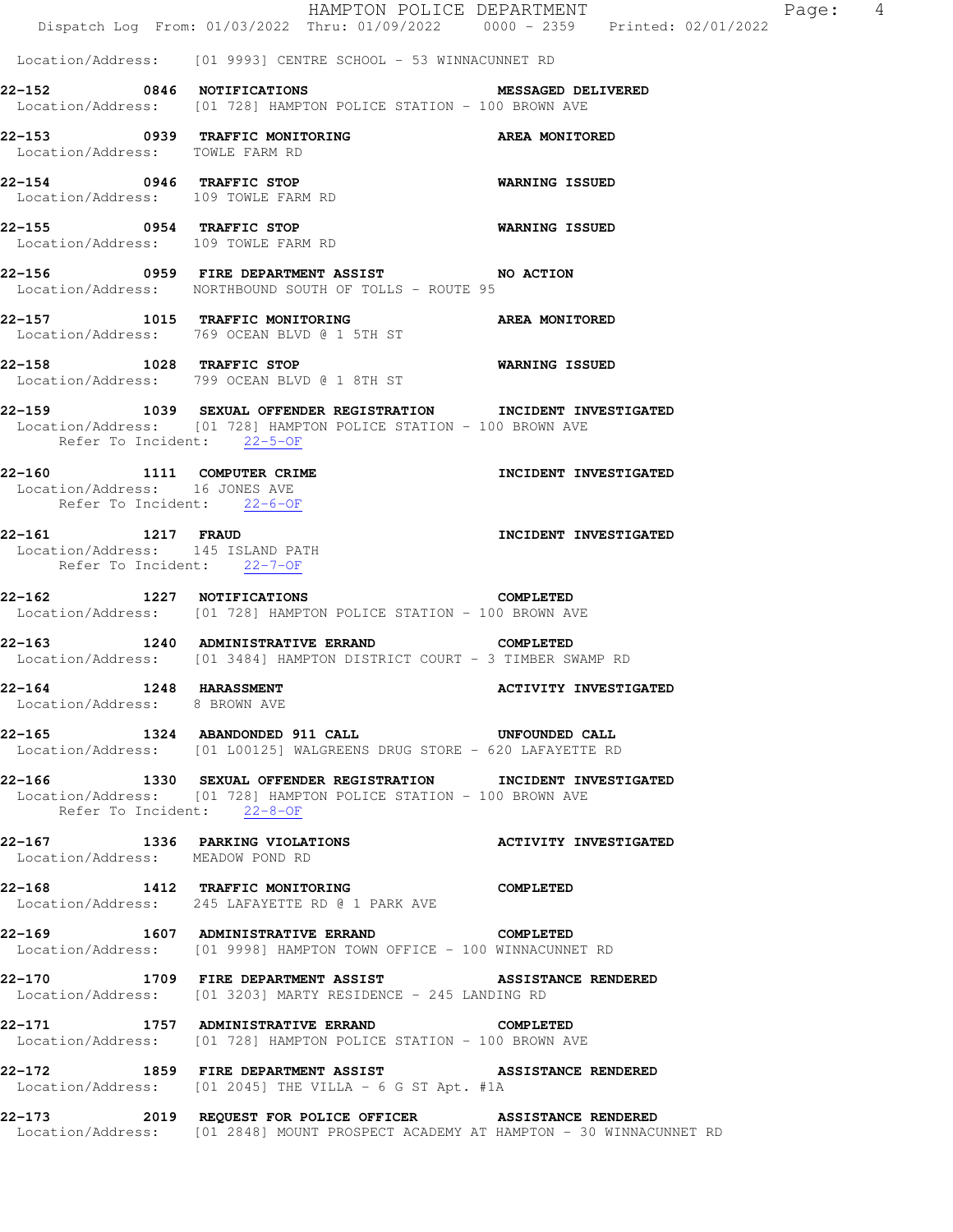Location/Address: [01 9993] CENTRE SCHOOL - 53 WINNACUNNET RD

**22-152 0846 NOTIFICATIONS** **MESSAGED DELIVERED**
Location/Address: [01 728] HAMPTON POLICE STATION - 100 BROWN AVE

**22-153 0939 TRAFFIC MONITORING** **AREA MONITORED**
Location/Address: TOWLE FARM RD

**22-154 0946 TRAFFIC STOP** **WARNING ISSUED**
Location/Address: 109 TOWLE FARM RD

**22-155 0954 TRAFFIC STOP** **WARNING ISSUED**
Location/Address: 109 TOWLE FARM RD

**22-156 0959 FIRE DEPARTMENT ASSIST** **NO ACTION**
Location/Address: NORTHBOUND SOUTH OF TOLLS - ROUTE 95

**22-157 1015 TRAFFIC MONITORING** **AREA MONITORED**
Location/Address: 769 OCEAN BLVD @ 1 5TH ST

**22-158 1028 TRAFFIC STOP** **WARNING ISSUED**
Location/Address: 799 OCEAN BLVD @ 1 8TH ST

**22-159 1039 SEXUAL OFFENDER REGISTRATION** **INCIDENT INVESTIGATED**
Location/Address: [01 728] HAMPTON POLICE STATION - 100 BROWN AVE
Refer To Incident: 22-5-OF

**22-160 1111 COMPUTER CRIME** **INCIDENT INVESTIGATED**
Location/Address: 16 JONES AVE
Refer To Incident: 22-6-OF

**22-161 1217 FRAUD** **INCIDENT INVESTIGATED**
Location/Address: 145 ISLAND PATH
Refer To Incident: 22-7-OF

**22-162 1227 NOTIFICATIONS** **COMPLETED**
Location/Address: [01 728] HAMPTON POLICE STATION - 100 BROWN AVE

**22-163 1240 ADMINISTRATIVE ERRAND** **COMPLETED**
Location/Address: [01 3484] HAMPTON DISTRICT COURT - 3 TIMBER SWAMP RD

**22-164 1248 HARASSMENT** **ACTIVITY INVESTIGATED**
Location/Address: 8 BROWN AVE

**22-165 1324 ABANDONDED 911 CALL** **UNFOUNDED CALL**
Location/Address: [01 L00125] WALGREENS DRUG STORE - 620 LAFAYETTE RD

**22-166 1330 SEXUAL OFFENDER REGISTRATION** **INCIDENT INVESTIGATED**
Location/Address: [01 728] HAMPTON POLICE STATION - 100 BROWN AVE
Refer To Incident: 22-8-OF

**22-167 1336 PARKING VIOLATIONS** **ACTIVITY INVESTIGATED**
Location/Address: MEADOW POND RD

**22-168 1412 TRAFFIC MONITORING** **COMPLETED**
Location/Address: 245 LAFAYETTE RD @ 1 PARK AVE

**22-169 1607 ADMINISTRATIVE ERRAND** **COMPLETED**
Location/Address: [01 9998] HAMPTON TOWN OFFICE - 100 WINNACUNNET RD

**22-170 1709 FIRE DEPARTMENT ASSIST** **ASSISTANCE RENDERED**
Location/Address: [01 3203] MARTY RESIDENCE - 245 LANDING RD

**22-171 1757 ADMINISTRATIVE ERRAND** **COMPLETED**
Location/Address: [01 728] HAMPTON POLICE STATION - 100 BROWN AVE

**22-172 1859 FIRE DEPARTMENT ASSIST** **ASSISTANCE RENDERED**
Location/Address: [01 2045] THE VILLA - 6 G ST Apt. #1A

**22-173 2019 REQUEST FOR POLICE OFFICER** **ASSISTANCE RENDERED**
Location/Address: [01 2848] MOUNT PROSPECT ACADEMY AT HAMPTON - 30 WINNACUNNET RD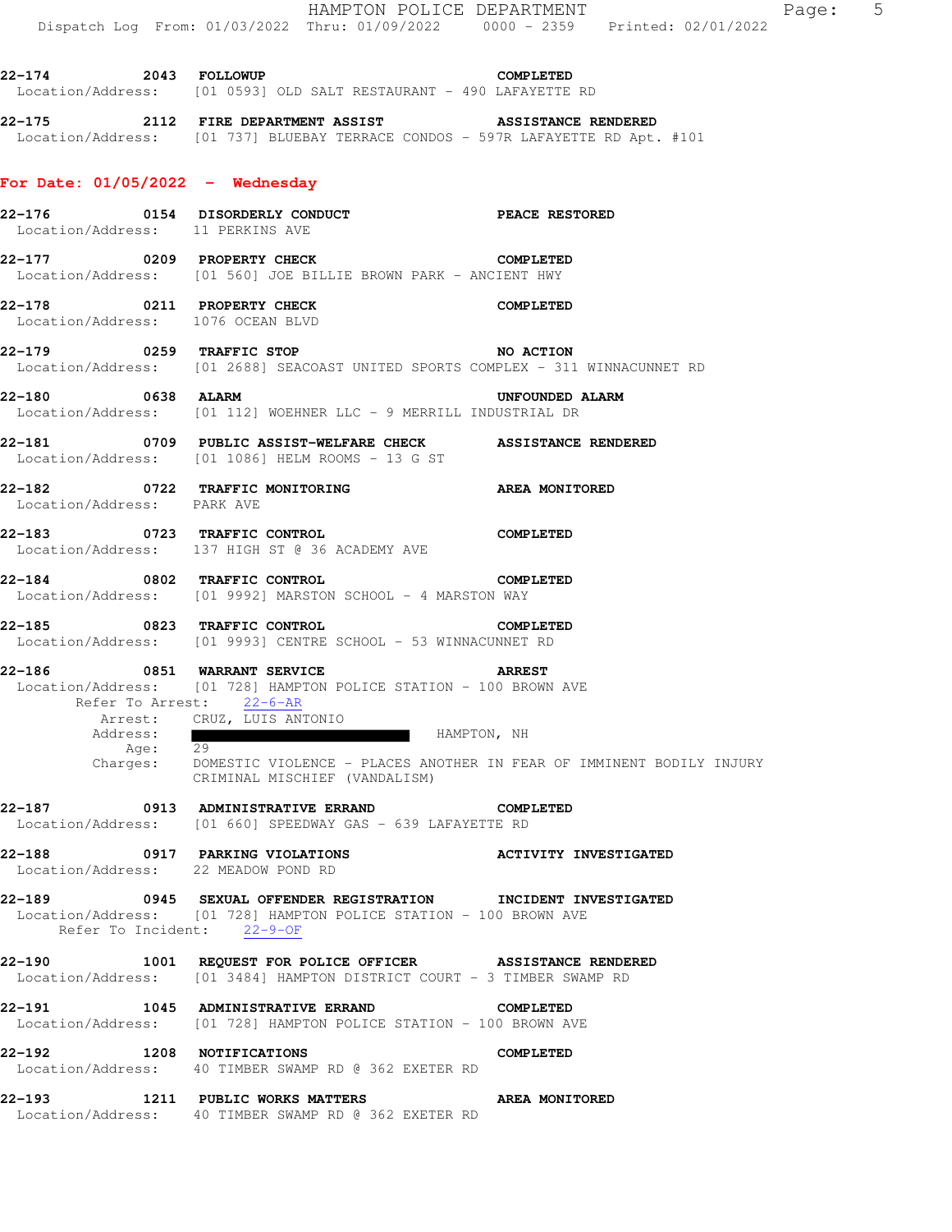**22-174** 2043 **FOLLOWUP** **COMPLETED**
Location/Address: [01 0593] OLD SALT RESTAURANT - 490 LAFAYETTE RD

**22-175** 2112 **FIRE DEPARTMENT ASSIST** **ASSISTANCE RENDERED**
Location/Address: [01 737] BLUEBAY TERRACE CONDOS - 597R LAFAYETTE RD Apt. #101

## For Date: 01/05/2022 - Wednesday

**22-176** 0154 **DISORDERLY CONDUCT** **PEACE RESTORED**
Location/Address: 11 PERKINS AVE

**22-177** 0209 **PROPERTY CHECK** **COMPLETED**
Location/Address: [01 560] JOE BILLIE BROWN PARK - ANCIENT HWY

**22-178** 0211 **PROPERTY CHECK** **COMPLETED**
Location/Address: 1076 OCEAN BLVD

**22-179** 0259 **TRAFFIC STOP** **NO ACTION**
Location/Address: [01 2688] SEACOAST UNITED SPORTS COMPLEX - 311 WINNACUNNET RD

**22-180** 0638 **ALARM** **UNFOUNDED ALARM**
Location/Address: [01 112] WOEHNER LLC - 9 MERRILL INDUSTRIAL DR

**22-181** 0709 **PUBLIC ASSIST-WELFARE CHECK** **ASSISTANCE RENDERED**
Location/Address: [01 1086] HELM ROOMS - 13 G ST

**22-182** 0722 **TRAFFIC MONITORING** **AREA MONITORED**
Location/Address: PARK AVE

**22-183** 0723 **TRAFFIC CONTROL** **COMPLETED**
Location/Address: 137 HIGH ST @ 36 ACADEMY AVE

**22-184** 0802 **TRAFFIC CONTROL** **COMPLETED**
Location/Address: [01 9992] MARSTON SCHOOL - 4 MARSTON WAY

**22-185** 0823 **TRAFFIC CONTROL** **COMPLETED**
Location/Address: [01 9993] CENTRE SCHOOL - 53 WINNACUNNET RD

**22-186** 0851 **WARRANT SERVICE** **ARREST**
Location/Address: [01 728] HAMPTON POLICE STATION - 100 BROWN AVE
Refer To Arrest: 22-6-AR
Arrest: CRUZ, LUIS ANTONIO
Address: ██████████ HAMPTON, NH
Age: 29
Charges: DOMESTIC VIOLENCE - PLACES ANOTHER IN FEAR OF IMMINENT BODILY INJURY
CRIMINAL MISCHIEF (VANDALISM)

**22-187** 0913 **ADMINISTRATIVE ERRAND** **COMPLETED**
Location/Address: [01 660] SPEEDWAY GAS - 639 LAFAYETTE RD

**22-188** 0917 **PARKING VIOLATIONS** **ACTIVITY INVESTIGATED**
Location/Address: 22 MEADOW POND RD

**22-189** 0945 **SEXUAL OFFENDER REGISTRATION** **INCIDENT INVESTIGATED**
Location/Address: [01 728] HAMPTON POLICE STATION - 100 BROWN AVE
Refer To Incident: 22-9-OF

**22-190** 1001 **REQUEST FOR POLICE OFFICER** **ASSISTANCE RENDERED**
Location/Address: [01 3484] HAMPTON DISTRICT COURT - 3 TIMBER SWAMP RD

**22-191** 1045 **ADMINISTRATIVE ERRAND** **COMPLETED**
Location/Address: [01 728] HAMPTON POLICE STATION - 100 BROWN AVE

**22-192** 1208 **NOTIFICATIONS** **COMPLETED**
Location/Address: 40 TIMBER SWAMP RD @ 362 EXETER RD

**22-193** 1211 **PUBLIC WORKS MATTERS** **AREA MONITORED**
Location/Address: 40 TIMBER SWAMP RD @ 362 EXETER RD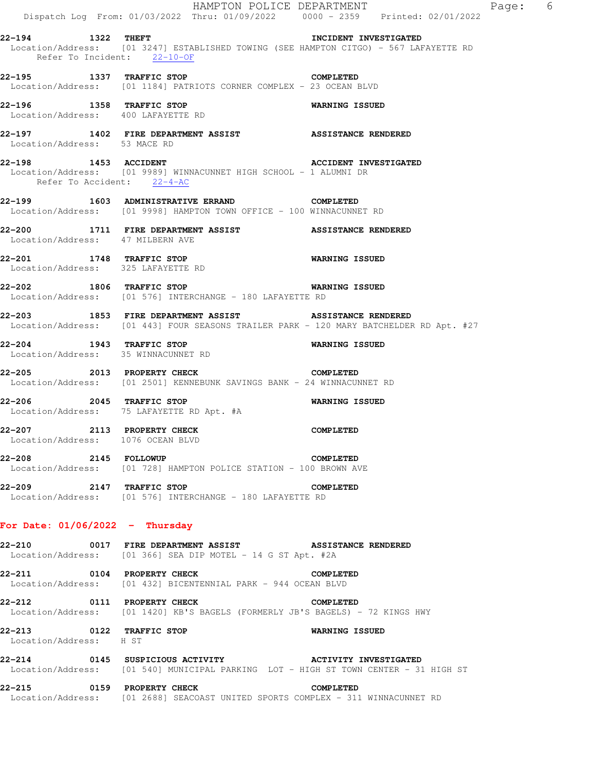**22-194 1322 THEFT INCIDENT INVESTIGATED**
Location/Address: [01 3247] ESTABLISHED TOWING (SEE HAMPTON CITGO) - 567 LAFAYETTE RD
Refer To Incident: 22-10-OF

**22-195 1337 TRAFFIC STOP COMPLETED**
Location/Address: [01 1184] PATRIOTS CORNER COMPLEX - 23 OCEAN BLVD

**22-196 1358 TRAFFIC STOP WARNING ISSUED**
Location/Address: 400 LAFAYETTE RD

**22-197 1402 FIRE DEPARTMENT ASSIST ASSISTANCE RENDERED**
Location/Address: 53 MACE RD

**22-198 1453 ACCIDENT ACCIDENT INVESTIGATED**
Location/Address: [01 9989] WINNACUNNET HIGH SCHOOL - 1 ALUMNI DR
Refer To Accident: 22-4-AC

**22-199 1603 ADMINISTRATIVE ERRAND COMPLETED**
Location/Address: [01 9998] HAMPTON TOWN OFFICE - 100 WINNACUNNET RD

**22-200 1711 FIRE DEPARTMENT ASSIST ASSISTANCE RENDERED**
Location/Address: 47 MILBERN AVE

**22-201 1748 TRAFFIC STOP WARNING ISSUED**
Location/Address: 325 LAFAYETTE RD

**22-202 1806 TRAFFIC STOP WARNING ISSUED**
Location/Address: [01 576] INTERCHANGE - 180 LAFAYETTE RD

**22-203 1853 FIRE DEPARTMENT ASSIST ASSISTANCE RENDERED**
Location/Address: [01 443] FOUR SEASONS TRAILER PARK - 120 MARY BATCHELDER RD Apt. #27

**22-204 1943 TRAFFIC STOP WARNING ISSUED**
Location/Address: 35 WINNACUNNET RD

**22-205 2013 PROPERTY CHECK COMPLETED**
Location/Address: [01 2501] KENNEBUNK SAVINGS BANK - 24 WINNACUNNET RD

**22-206 2045 TRAFFIC STOP WARNING ISSUED**
Location/Address: 75 LAFAYETTE RD Apt. #A

**22-207 2113 PROPERTY CHECK COMPLETED**
Location/Address: 1076 OCEAN BLVD

**22-208 2145 FOLLOWUP COMPLETED**
Location/Address: [01 728] HAMPTON POLICE STATION - 100 BROWN AVE

**22-209 2147 TRAFFIC STOP COMPLETED**
Location/Address: [01 576] INTERCHANGE - 180 LAFAYETTE RD

## For Date: 01/06/2022 - Thursday

**22-210 0017 FIRE DEPARTMENT ASSIST ASSISTANCE RENDERED**
Location/Address: [01 366] SEA DIP MOTEL - 14 G ST Apt. #2A

**22-211 0104 PROPERTY CHECK COMPLETED**
Location/Address: [01 432] BICENTENNIAL PARK - 944 OCEAN BLVD

**22-212 0111 PROPERTY CHECK COMPLETED**
Location/Address: [01 1420] KB'S BAGELS (FORMERLY JB'S BAGELS) - 72 KINGS HWY

**22-213 0122 TRAFFIC STOP WARNING ISSUED**
Location/Address: H ST

**22-214 0145 SUSPICIOUS ACTIVITY ACTIVITY INVESTIGATED**
Location/Address: [01 540] MUNICIPAL PARKING LOT - HIGH ST TOWN CENTER - 31 HIGH ST

**22-215 0159 PROPERTY CHECK COMPLETED**
Location/Address: [01 2688] SEACOAST UNITED SPORTS COMPLEX - 311 WINNACUNNET RD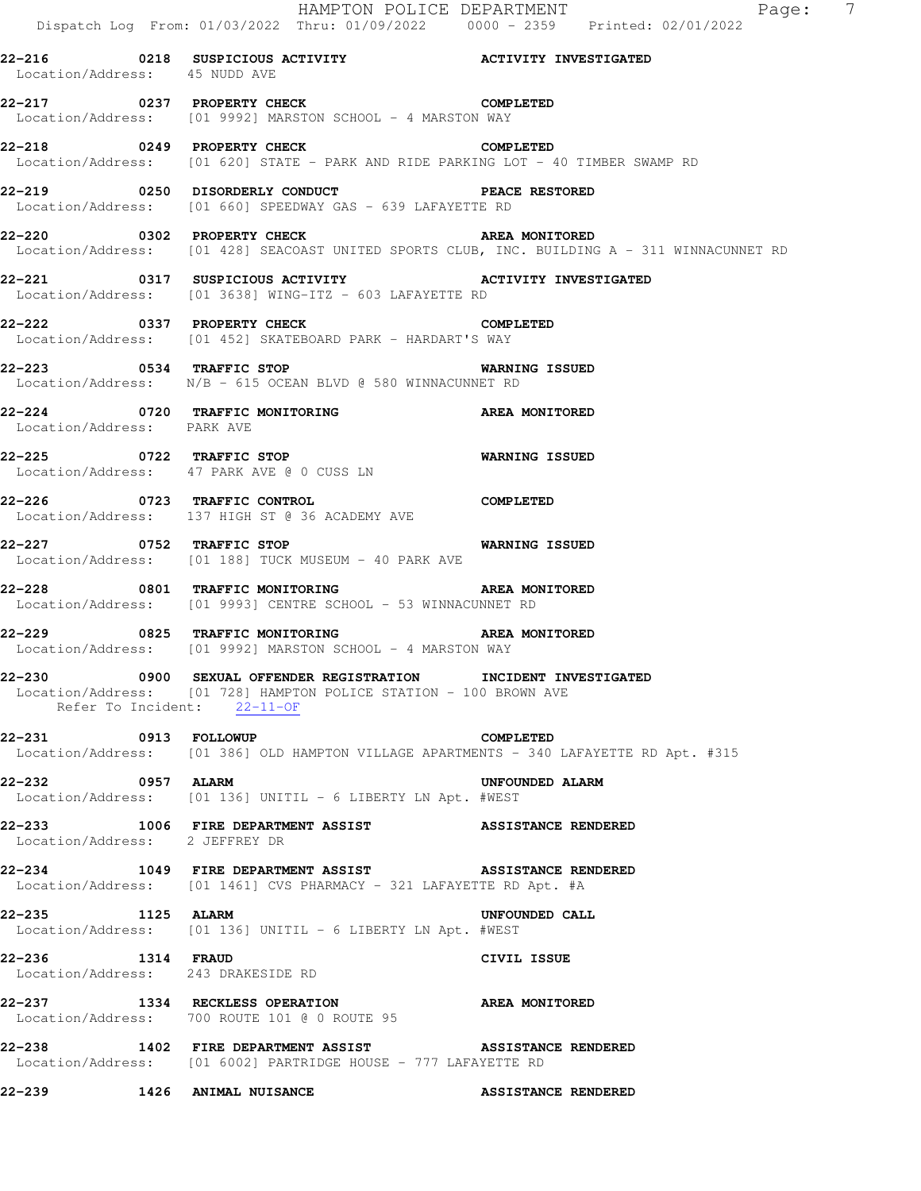**22-216 0218 SUSPICIOUS ACTIVITY — ACTIVITY INVESTIGATED**
Location/Address: 45 NUDD AVE

**22-217 0237 PROPERTY CHECK — COMPLETED**
Location/Address: [01 9992] MARSTON SCHOOL - 4 MARSTON WAY

**22-218 0249 PROPERTY CHECK — COMPLETED**
Location/Address: [01 620] STATE - PARK AND RIDE PARKING LOT - 40 TIMBER SWAMP RD

**22-219 0250 DISORDERLY CONDUCT — PEACE RESTORED**
Location/Address: [01 660] SPEEDWAY GAS - 639 LAFAYETTE RD

**22-220 0302 PROPERTY CHECK — AREA MONITORED**
Location/Address: [01 428] SEACOAST UNITED SPORTS CLUB, INC. BUILDING A - 311 WINNACUNNET RD

**22-221 0317 SUSPICIOUS ACTIVITY — ACTIVITY INVESTIGATED**
Location/Address: [01 3638] WING-ITZ - 603 LAFAYETTE RD

**22-222 0337 PROPERTY CHECK — COMPLETED**
Location/Address: [01 452] SKATEBOARD PARK - HARDART'S WAY

**22-223 0534 TRAFFIC STOP — WARNING ISSUED**
Location/Address: N/B - 615 OCEAN BLVD @ 580 WINNACUNNET RD

**22-224 0720 TRAFFIC MONITORING — AREA MONITORED**
Location/Address: PARK AVE

**22-225 0722 TRAFFIC STOP — WARNING ISSUED**
Location/Address: 47 PARK AVE @ 0 CUSS LN

**22-226 0723 TRAFFIC CONTROL — COMPLETED**
Location/Address: 137 HIGH ST @ 36 ACADEMY AVE

**22-227 0752 TRAFFIC STOP — WARNING ISSUED**
Location/Address: [01 188] TUCK MUSEUM - 40 PARK AVE

**22-228 0801 TRAFFIC MONITORING — AREA MONITORED**
Location/Address: [01 9993] CENTRE SCHOOL - 53 WINNACUNNET RD

**22-229 0825 TRAFFIC MONITORING — AREA MONITORED**
Location/Address: [01 9992] MARSTON SCHOOL - 4 MARSTON WAY

**22-230 0900 SEXUAL OFFENDER REGISTRATION — INCIDENT INVESTIGATED**
Location/Address: [01 728] HAMPTON POLICE STATION - 100 BROWN AVE
Refer To Incident: 22-11-OF

**22-231 0913 FOLLOWUP — COMPLETED**
Location/Address: [01 386] OLD HAMPTON VILLAGE APARTMENTS - 340 LAFAYETTE RD Apt. #315

**22-232 0957 ALARM — UNFOUNDED ALARM**
Location/Address: [01 136] UNITIL - 6 LIBERTY LN Apt. #WEST

**22-233 1006 FIRE DEPARTMENT ASSIST — ASSISTANCE RENDERED**
Location/Address: 2 JEFFREY DR

**22-234 1049 FIRE DEPARTMENT ASSIST — ASSISTANCE RENDERED**
Location/Address: [01 1461] CVS PHARMACY - 321 LAFAYETTE RD Apt. #A

**22-235 1125 ALARM — UNFOUNDED CALL**
Location/Address: [01 136] UNITIL - 6 LIBERTY LN Apt. #WEST

**22-236 1314 FRAUD — CIVIL ISSUE**
Location/Address: 243 DRAKESIDE RD

**22-237 1334 RECKLESS OPERATION — AREA MONITORED**
Location/Address: 700 ROUTE 101 @ 0 ROUTE 95

**22-238 1402 FIRE DEPARTMENT ASSIST — ASSISTANCE RENDERED**
Location/Address: [01 6002] PARTRIDGE HOUSE - 777 LAFAYETTE RD

**22-239 1426 ANIMAL NUISANCE — ASSISTANCE RENDERED**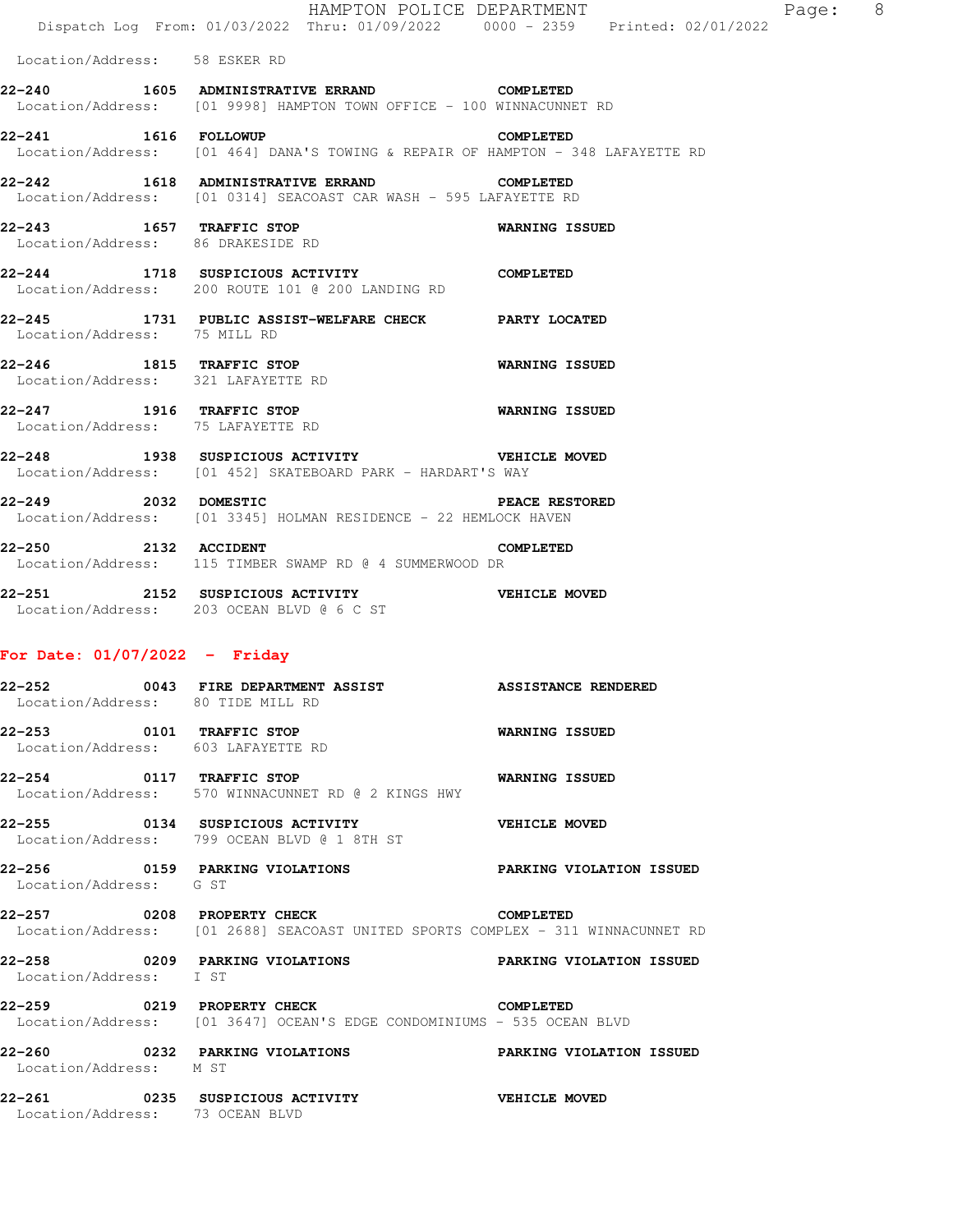Location/Address: 58 ESKER RD

**22-240** 1605 **ADMINISTRATIVE ERRAND** **COMPLETED**
Location/Address: [01 9998] HAMPTON TOWN OFFICE - 100 WINNACUNNET RD

**22-241** 1616 **FOLLOWUP** **COMPLETED**
Location/Address: [01 464] DANA'S TOWING & REPAIR OF HAMPTON - 348 LAFAYETTE RD

**22-242** 1618 **ADMINISTRATIVE ERRAND** **COMPLETED**
Location/Address: [01 0314] SEACOAST CAR WASH - 595 LAFAYETTE RD

**22-243** 1657 **TRAFFIC STOP** **WARNING ISSUED**
Location/Address: 86 DRAKESIDE RD

**22-244** 1718 **SUSPICIOUS ACTIVITY** **COMPLETED**
Location/Address: 200 ROUTE 101 @ 200 LANDING RD

**22-245** 1731 **PUBLIC ASSIST-WELFARE CHECK** **PARTY LOCATED**
Location/Address: 75 MILL RD

**22-246** 1815 **TRAFFIC STOP** **WARNING ISSUED**
Location/Address: 321 LAFAYETTE RD

**22-247** 1916 **TRAFFIC STOP** **WARNING ISSUED**
Location/Address: 75 LAFAYETTE RD

**22-248** 1938 **SUSPICIOUS ACTIVITY** **VEHICLE MOVED**
Location/Address: [01 452] SKATEBOARD PARK - HARDART'S WAY

**22-249** 2032 **DOMESTIC** **PEACE RESTORED**
Location/Address: [01 3345] HOLMAN RESIDENCE - 22 HEMLOCK HAVEN

**22-250** 2132 **ACCIDENT** **COMPLETED**
Location/Address: 115 TIMBER SWAMP RD @ 4 SUMMERWOOD DR

**22-251** 2152 **SUSPICIOUS ACTIVITY** **VEHICLE MOVED**
Location/Address: 203 OCEAN BLVD @ 6 C ST

## For Date: 01/07/2022 - Friday

**22-252** 0043 **FIRE DEPARTMENT ASSIST** **ASSISTANCE RENDERED**
Location/Address: 80 TIDE MILL RD

**22-253** 0101 **TRAFFIC STOP** **WARNING ISSUED**
Location/Address: 603 LAFAYETTE RD

**22-254** 0117 **TRAFFIC STOP** **WARNING ISSUED**
Location/Address: 570 WINNACUNNET RD @ 2 KINGS HWY

**22-255** 0134 **SUSPICIOUS ACTIVITY** **VEHICLE MOVED**
Location/Address: 799 OCEAN BLVD @ 1 8TH ST

**22-256** 0159 **PARKING VIOLATIONS** **PARKING VIOLATION ISSUED**
Location/Address: G ST

**22-257** 0208 **PROPERTY CHECK** **COMPLETED**
Location/Address: [01 2688] SEACOAST UNITED SPORTS COMPLEX - 311 WINNACUNNET RD

**22-258** 0209 **PARKING VIOLATIONS** **PARKING VIOLATION ISSUED**
Location/Address: I ST

**22-259** 0219 **PROPERTY CHECK** **COMPLETED**
Location/Address: [01 3647] OCEAN'S EDGE CONDOMINIUMS - 535 OCEAN BLVD

**22-260** 0232 **PARKING VIOLATIONS** **PARKING VIOLATION ISSUED**
Location/Address: M ST

**22-261** 0235 **SUSPICIOUS ACTIVITY** **VEHICLE MOVED**
Location/Address: 73 OCEAN BLVD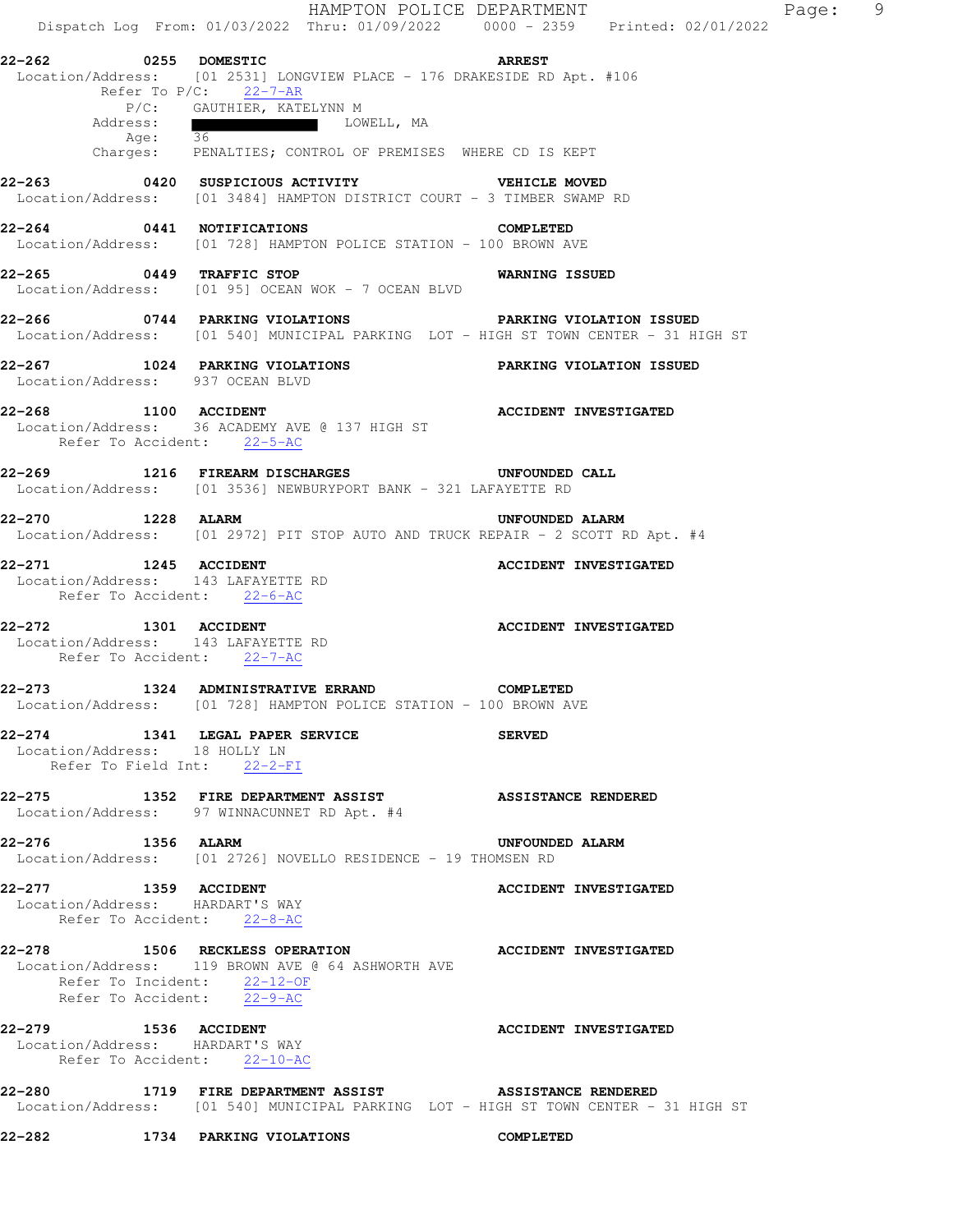22-262 0255 DOMESTIC ARREST
Location/Address: [01 2531] LONGVIEW PLACE - 176 DRAKESIDE RD Apt. #106
Refer To P/C: 22-7-AR
P/C: GAUTHIER, KATELYNN M
Address: ████████ LOWELL, MA
Age: 36
Charges: PENALTIES; CONTROL OF PREMISES WHERE CD IS KEPT

22-263 0420 SUSPICIOUS ACTIVITY VEHICLE MOVED
Location/Address: [01 3484] HAMPTON DISTRICT COURT - 3 TIMBER SWAMP RD

22-264 0441 NOTIFICATIONS COMPLETED
Location/Address: [01 728] HAMPTON POLICE STATION - 100 BROWN AVE

22-265 0449 TRAFFIC STOP WARNING ISSUED
Location/Address: [01 95] OCEAN WOK - 7 OCEAN BLVD

22-266 0744 PARKING VIOLATIONS PARKING VIOLATION ISSUED
Location/Address: [01 540] MUNICIPAL PARKING LOT - HIGH ST TOWN CENTER - 31 HIGH ST

22-267 1024 PARKING VIOLATIONS PARKING VIOLATION ISSUED
Location/Address: 937 OCEAN BLVD

22-268 1100 ACCIDENT ACCIDENT INVESTIGATED
Location/Address: 36 ACADEMY AVE @ 137 HIGH ST
Refer To Accident: 22-5-AC

22-269 1216 FIREARM DISCHARGES UNFOUNDED CALL
Location/Address: [01 3536] NEWBURYPORT BANK - 321 LAFAYETTE RD

22-270 1228 ALARM UNFOUNDED ALARM
Location/Address: [01 2972] PIT STOP AUTO AND TRUCK REPAIR - 2 SCOTT RD Apt. #4

22-271 1245 ACCIDENT ACCIDENT INVESTIGATED
Location/Address: 143 LAFAYETTE RD
Refer To Accident: 22-6-AC

22-272 1301 ACCIDENT ACCIDENT INVESTIGATED
Location/Address: 143 LAFAYETTE RD
Refer To Accident: 22-7-AC

22-273 1324 ADMINISTRATIVE ERRAND COMPLETED
Location/Address: [01 728] HAMPTON POLICE STATION - 100 BROWN AVE

22-274 1341 LEGAL PAPER SERVICE SERVED
Location/Address: 18 HOLLY LN
Refer To Field Int: 22-2-FI

22-275 1352 FIRE DEPARTMENT ASSIST ASSISTANCE RENDERED
Location/Address: 97 WINNACUNNET RD Apt. #4

22-276 1356 ALARM UNFOUNDED ALARM
Location/Address: [01 2726] NOVELLO RESIDENCE - 19 THOMSEN RD

22-277 1359 ACCIDENT ACCIDENT INVESTIGATED
Location/Address: HARDART'S WAY
Refer To Accident: 22-8-AC

22-278 1506 RECKLESS OPERATION ACCIDENT INVESTIGATED
Location/Address: 119 BROWN AVE @ 64 ASHWORTH AVE
Refer To Incident: 22-12-OF
Refer To Accident: 22-9-AC

22-279 1536 ACCIDENT ACCIDENT INVESTIGATED
Location/Address: HARDART'S WAY
Refer To Accident: 22-10-AC

22-280 1719 FIRE DEPARTMENT ASSIST ASSISTANCE RENDERED
Location/Address: [01 540] MUNICIPAL PARKING LOT - HIGH ST TOWN CENTER - 31 HIGH ST

22-282 1734 PARKING VIOLATIONS COMPLETED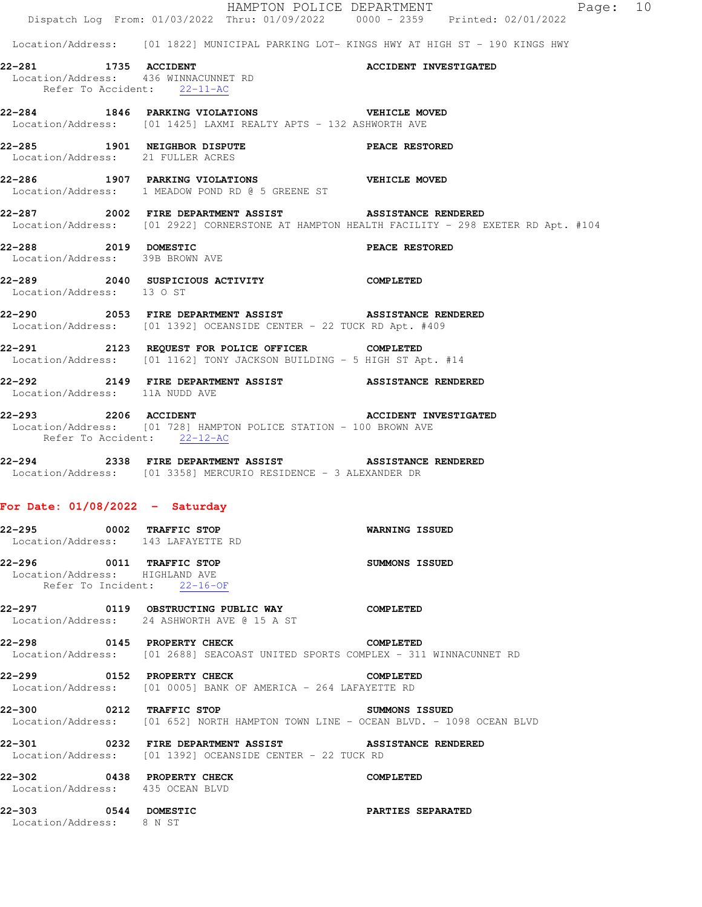Location/Address: [01 1822] MUNICIPAL PARKING LOT- KINGS HWY AT HIGH ST - 190 KINGS HWY

**22-281 1735 ACCIDENT** **ACCIDENT INVESTIGATED**
Location/Address: 436 WINNACUNNET RD
Refer To Accident: 22-11-AC

**22-284 1846 PARKING VIOLATIONS** **VEHICLE MOVED**
Location/Address: [01 1425] LAXMI REALTY APTS - 132 ASHWORTH AVE

**22-285 1901 NEIGHBOR DISPUTE** **PEACE RESTORED**
Location/Address: 21 FULLER ACRES

**22-286 1907 PARKING VIOLATIONS** **VEHICLE MOVED**
Location/Address: 1 MEADOW POND RD @ 5 GREENE ST

**22-287 2002 FIRE DEPARTMENT ASSIST** **ASSISTANCE RENDERED**
Location/Address: [01 2922] CORNERSTONE AT HAMPTON HEALTH FACILITY - 298 EXETER RD Apt. #104

**22-288 2019 DOMESTIC** **PEACE RESTORED**
Location/Address: 39B BROWN AVE

**22-289 2040 SUSPICIOUS ACTIVITY** **COMPLETED**
Location/Address: 13 O ST

**22-290 2053 FIRE DEPARTMENT ASSIST** **ASSISTANCE RENDERED**
Location/Address: [01 1392] OCEANSIDE CENTER - 22 TUCK RD Apt. #409

**22-291 2123 REQUEST FOR POLICE OFFICER** **COMPLETED**
Location/Address: [01 1162] TONY JACKSON BUILDING - 5 HIGH ST Apt. #14

**22-292 2149 FIRE DEPARTMENT ASSIST** **ASSISTANCE RENDERED**
Location/Address: 11A NUDD AVE

**22-293 2206 ACCIDENT** **ACCIDENT INVESTIGATED**
Location/Address: [01 728] HAMPTON POLICE STATION - 100 BROWN AVE
Refer To Accident: 22-12-AC

**22-294 2338 FIRE DEPARTMENT ASSIST** **ASSISTANCE RENDERED**
Location/Address: [01 3358] MERCURIO RESIDENCE - 3 ALEXANDER DR

**For Date: 01/08/2022 - Saturday**

**22-295 0002 TRAFFIC STOP** **WARNING ISSUED**
Location/Address: 143 LAFAYETTE RD

**22-296 0011 TRAFFIC STOP** **SUMMONS ISSUED**
Location/Address: HIGHLAND AVE
Refer To Incident: 22-16-OF

**22-297 0119 OBSTRUCTING PUBLIC WAY** **COMPLETED**
Location/Address: 24 ASHWORTH AVE @ 15 A ST

**22-298 0145 PROPERTY CHECK** **COMPLETED**
Location/Address: [01 2688] SEACOAST UNITED SPORTS COMPLEX - 311 WINNACUNNET RD

**22-299 0152 PROPERTY CHECK** **COMPLETED**
Location/Address: [01 0005] BANK OF AMERICA - 264 LAFAYETTE RD

**22-300 0212 TRAFFIC STOP** **SUMMONS ISSUED**
Location/Address: [01 652] NORTH HAMPTON TOWN LINE - OCEAN BLVD. - 1098 OCEAN BLVD

**22-301 0232 FIRE DEPARTMENT ASSIST** **ASSISTANCE RENDERED**
Location/Address: [01 1392] OCEANSIDE CENTER - 22 TUCK RD

**22-302 0438 PROPERTY CHECK** **COMPLETED**
Location/Address: 435 OCEAN BLVD

**22-303 0544 DOMESTIC** **PARTIES SEPARATED**
Location/Address: 8 N ST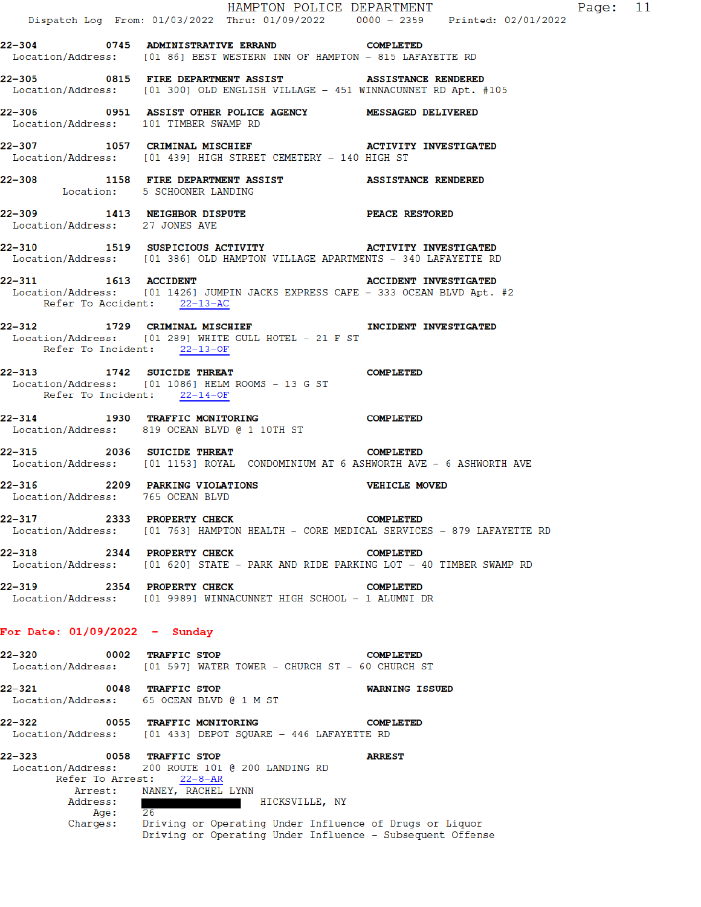HAMPTON POLICE DEPARTMENT

Dispatch Log From: 01/03/2022 Thru: 01/09/2022 0000 - 2359 Printed: 02/01/2022

**22-304** **0745** **ADMINISTRATIVE ERRAND** **COMPLETED**
Location/Address: [01 86] BEST WESTERN INN OF HAMPTON - 815 LAFAYETTE RD

**22-305** **0815** **FIRE DEPARTMENT ASSIST** **ASSISTANCE RENDERED**
Location/Address: [01 300] OLD ENGLISH VILLAGE - 451 WINNACUNNET RD Apt. #105

**22-306** **0951** **ASSIST OTHER POLICE AGENCY** **MESSAGED DELIVERED**
Location/Address: 101 TIMBER SWAMP RD

**22-307** **1057** **CRIMINAL MISCHIEF** **ACTIVITY INVESTIGATED**
Location/Address: [01 439] HIGH STREET CEMETERY - 140 HIGH ST

**22-308** **1158** **FIRE DEPARTMENT ASSIST** **ASSISTANCE RENDERED**
Location: 5 SCHOONER LANDING

**22-309** **1413** **NEIGHBOR DISPUTE** **PEACE RESTORED**
Location/Address: 27 JONES AVE

**22-310** **1519** **SUSPICIOUS ACTIVITY** **ACTIVITY INVESTIGATED**
Location/Address: [01 386] OLD HAMPTON VILLAGE APARTMENTS - 340 LAFAYETTE RD

**22-311** **1613** **ACCIDENT** **ACCIDENT INVESTIGATED**
Location/Address: [01 1426] JUMPIN JACKS EXPRESS CAFE - 333 OCEAN BLVD Apt. #2
Refer To Accident: 22-13-AC

**22-312** **1729** **CRIMINAL MISCHIEF** **INCIDENT INVESTIGATED**
Location/Address: [01 289] WHITE GULL HOTEL - 21 F ST
Refer To Incident: 22-13-OF

**22-313** **1742** **SUICIDE THREAT** **COMPLETED**
Location/Address: [01 1086] HELM ROOMS - 13 G ST
Refer To Incident: 22-14-OF

**22-314** **1930** **TRAFFIC MONITORING** **COMPLETED**
Location/Address: 819 OCEAN BLVD @ 1 10TH ST

**22-315** **2036** **SUICIDE THREAT** **COMPLETED**
Location/Address: [01 1153] ROYAL CONDOMINIUM AT 6 ASHWORTH AVE - 6 ASHWORTH AVE

**22-316** **2209** **PARKING VIOLATIONS** **VEHICLE MOVED**
Location/Address: 765 OCEAN BLVD

**22-317** **2333** **PROPERTY CHECK** **COMPLETED**
Location/Address: [01 763] HAMPTON HEALTH - CORE MEDICAL SERVICES - 879 LAFAYETTE RD

**22-318** **2344** **PROPERTY CHECK** **COMPLETED**
Location/Address: [01 620] STATE - PARK AND RIDE PARKING LOT - 40 TIMBER SWAMP RD

**22-319** **2354** **PROPERTY CHECK** **COMPLETED**
Location/Address: [01 9989] WINNACUNNET HIGH SCHOOL - 1 ALUMNI DR

**For Date: 01/09/2022 - Sunday**

**22-320** **0002** **TRAFFIC STOP** **COMPLETED**
Location/Address: [01 597] WATER TOWER - CHURCH ST - 60 CHURCH ST

**22-321** **0048** **TRAFFIC STOP** **WARNING ISSUED**
Location/Address: 65 OCEAN BLVD @ 1 M ST

**22-322** **0055** **TRAFFIC MONITORING** **COMPLETED**
Location/Address: [01 433] DEPOT SQUARE - 446 LAFAYETTE RD

**22-323** **0058** **TRAFFIC STOP** **ARREST**
Location/Address: 200 ROUTE 101 @ 200 LANDING RD
Refer To Arrest: 22-8-AR
Arrest: NANEY, RACHEL LYNN
Address: HICKSVILLE, NY
Age: 26
Charges: Driving or Operating Under Influence of Drugs or Liquor
Driving or Operating Under Influence - Subsequent Offense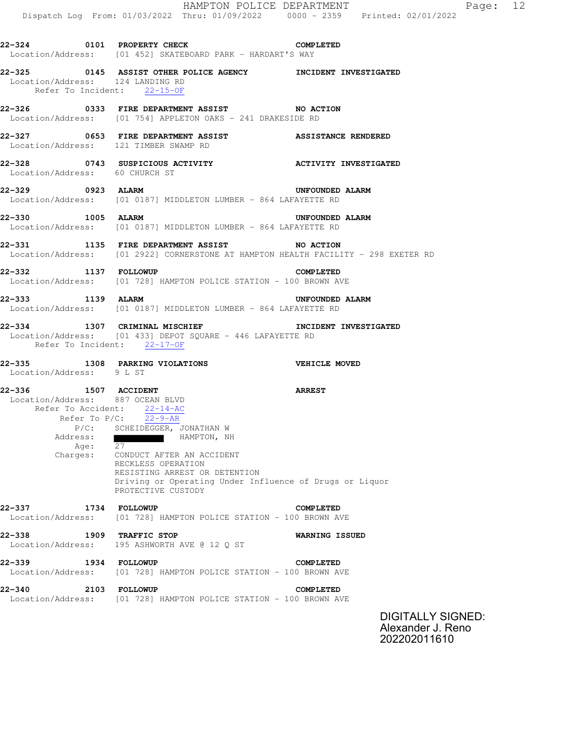**22-324** **0101** **PROPERTY CHECK** **COMPLETED**
Location/Address: [01 452] SKATEBOARD PARK - HARDART'S WAY

**22-325** **0145** **ASSIST OTHER POLICE AGENCY** **INCIDENT INVESTIGATED**
Location/Address: 124 LANDING RD
Refer To Incident: 22-15-OF

**22-326** **0333** **FIRE DEPARTMENT ASSIST** **NO ACTION**
Location/Address: [01 754] APPLETON OAKS - 241 DRAKESIDE RD

**22-327** **0653** **FIRE DEPARTMENT ASSIST** **ASSISTANCE RENDERED**
Location/Address: 121 TIMBER SWAMP RD

**22-328** **0743** **SUSPICIOUS ACTIVITY** **ACTIVITY INVESTIGATED**
Location/Address: 60 CHURCH ST

**22-329** **0923** **ALARM** **UNFOUNDED ALARM**
Location/Address: [01 0187] MIDDLETON LUMBER - 864 LAFAYETTE RD

**22-330** **1005** **ALARM** **UNFOUNDED ALARM**
Location/Address: [01 0187] MIDDLETON LUMBER - 864 LAFAYETTE RD

**22-331** **1135** **FIRE DEPARTMENT ASSIST** **NO ACTION**
Location/Address: [01 2922] CORNERSTONE AT HAMPTON HEALTH FACILITY - 298 EXETER RD

**22-332** **1137** **FOLLOWUP** **COMPLETED**
Location/Address: [01 728] HAMPTON POLICE STATION - 100 BROWN AVE

**22-333** **1139** **ALARM** **UNFOUNDED ALARM**
Location/Address: [01 0187] MIDDLETON LUMBER - 864 LAFAYETTE RD

**22-334** **1307** **CRIMINAL MISCHIEF** **INCIDENT INVESTIGATED**
Location/Address: [01 433] DEPOT SQUARE - 446 LAFAYETTE RD
Refer To Incident: 22-17-OF

**22-335** **1308** **PARKING VIOLATIONS** **VEHICLE MOVED**
Location/Address: 9 L ST

**22-336** **1507** **ACCIDENT** **ARREST**
Location/Address: 887 OCEAN BLVD
Refer To Accident: 22-14-AC
Refer To P/C: 22-9-AR
P/C: SCHEIDEGGER, JONATHAN W
Address: ████████ HAMPTON, NH
Age: 27
Charges: CONDUCT AFTER AN ACCIDENT
RECKLESS OPERATION
RESISTING ARREST OR DETENTION
Driving or Operating Under Influence of Drugs or Liquor
PROTECTIVE CUSTODY

**22-337** **1734** **FOLLOWUP** **COMPLETED**
Location/Address: [01 728] HAMPTON POLICE STATION - 100 BROWN AVE

**22-338** **1909** **TRAFFIC STOP** **WARNING ISSUED**
Location/Address: 195 ASHWORTH AVE @ 12 Q ST

**22-339** **1934** **FOLLOWUP** **COMPLETED**
Location/Address: [01 728] HAMPTON POLICE STATION - 100 BROWN AVE

**22-340** **2103** **FOLLOWUP** **COMPLETED**
Location/Address: [01 728] HAMPTON POLICE STATION - 100 BROWN AVE

DIGITALLY SIGNED:
Alexander J. Reno
202202011610